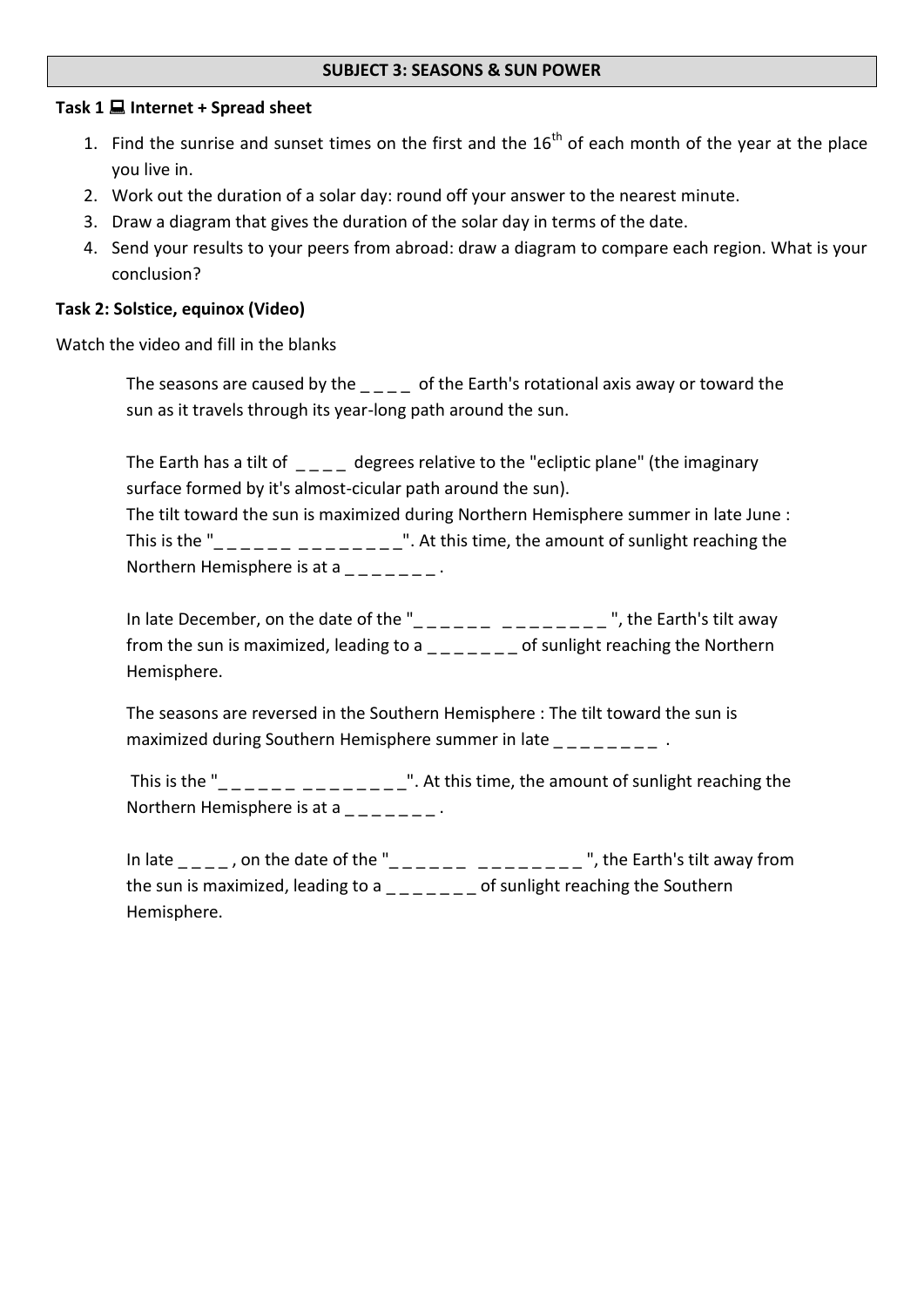## SUBJECT 3: SEASONS & SUN POWER

**Task 1 💻 Internet + Spread sheet**

1. Find the sunrise and sunset times on the first and the 16th of each month of the year at the place you live in.
2. Work out the duration of a solar day: round off your answer to the nearest minute.
3. Draw a diagram that gives the duration of the solar day in terms of the date.
4. Send your results to your peers from abroad: draw a diagram to compare each region. What is your conclusion?

**Task 2: Solstice, equinox (Video)**

Watch the video and fill in the blanks

> The seasons are caused by the _ _ _ _ of the Earth's rotational axis away or toward the sun as it travels through its year-long path around the sun.
>
> The Earth has a tilt of _ _ _ _ degrees relative to the "ecliptic plane" (the imaginary surface formed by it's almost-cicular path around the sun).
> The tilt toward the sun is maximized during Northern Hemisphere summer in late June : This is the "_ _ _ _ _ _ _ _ _ _ _ _ _ _". At this time, the amount of sunlight reaching the Northern Hemisphere is at a _ _ _ _ _ _ _ .
>
> In late December, on the date of the "_ _ _ _ _ _ _ _ _ _ _ _ _ _ ", the Earth's tilt away from the sun is maximized, leading to a _ _ _ _ _ _ _ of sunlight reaching the Northern Hemisphere.
>
> The seasons are reversed in the Southern Hemisphere : The tilt toward the sun is maximized during Southern Hemisphere summer in late _ _ _ _ _ _ _ _ .
>
> This is the "_ _ _ _ _ _ _ _ _ _ _ _ _ _". At this time, the amount of sunlight reaching the Northern Hemisphere is at a _ _ _ _ _ _ _ .
>
> In late _ _ _ _ , on the date of the "_ _ _ _ _ _ _ _ _ _ _ _ _ _ ", the Earth's tilt away from the sun is maximized, leading to a _ _ _ _ _ _ _ of sunlight reaching the Southern Hemisphere.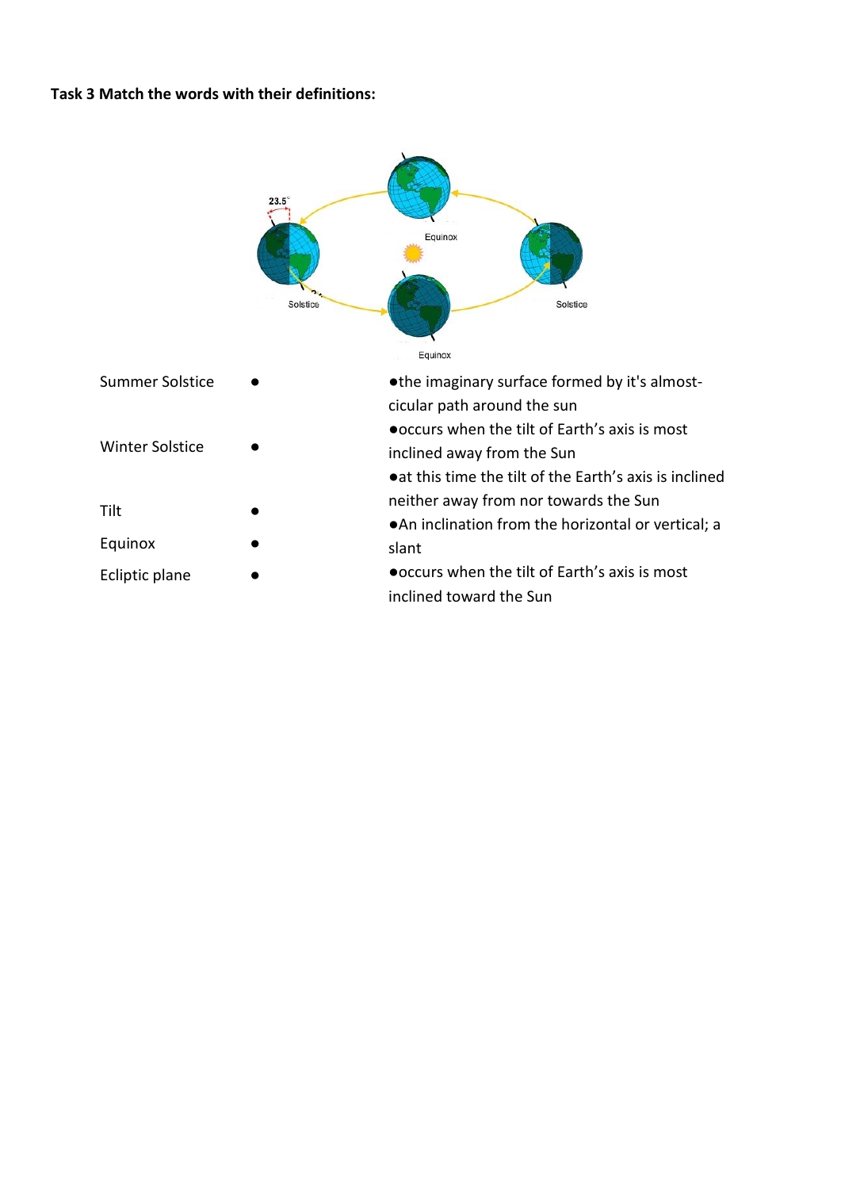**Task 3 Match the words with their definitions:**

| Words | Definitions |
| --- | --- |
| Summer Solstice ● | ●the imaginary surface formed by it's almost-cicular path around the sun |
| Winter Solstice ● | ●occurs when the tilt of Earth's axis is most inclined away from the Sun |
| Tilt ● | ●at this time the tilt of the Earth's axis is inclined neither away from nor towards the Sun |
| Equinox ● | ●An inclination from the horizontal or vertical; a slant |
| Ecliptic plane ● | ●occurs when the tilt of Earth's axis is most inclined toward the Sun |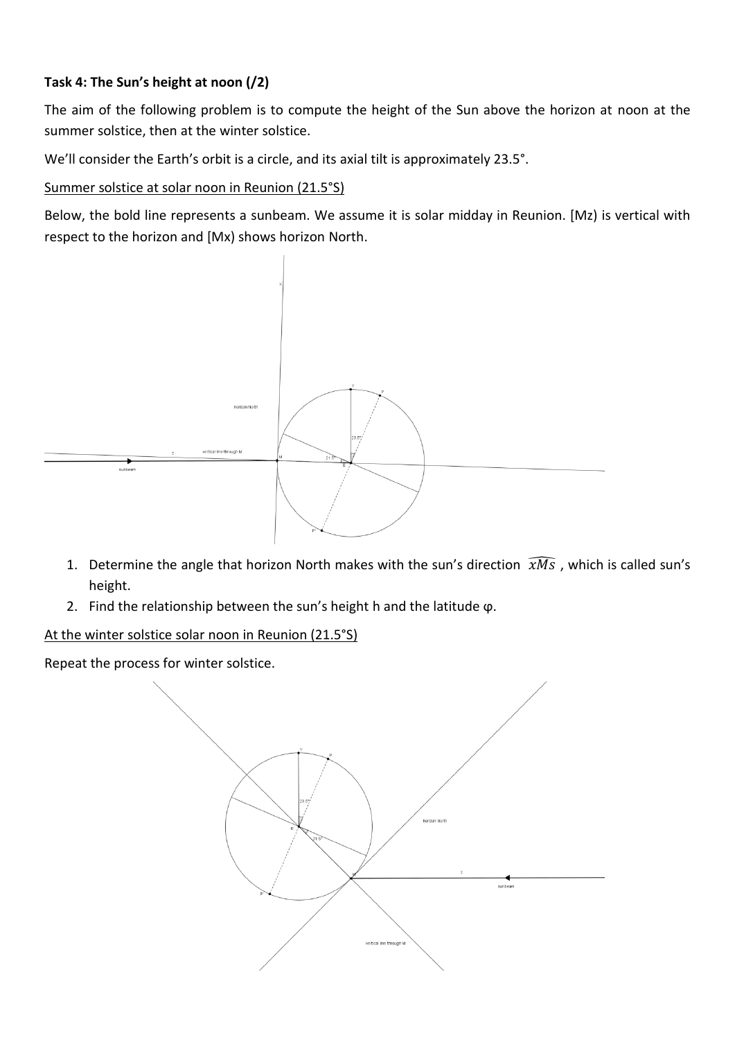**Task 4: The Sun's height at noon (/2)**

The aim of the following problem is to compute the height of the Sun above the horizon at noon at the summer solstice, then at the winter solstice.

We'll consider the Earth's orbit is a circle, and its axial tilt is approximately 23.5°.

Summer solstice at solar noon in Reunion (21.5°S)

Below, the bold line represents a sunbeam. We assume it is solar midday in Reunion. [Mz) is vertical with respect to the horizon and [Mx) shows horizon North.

1. Determine the angle that horizon North makes with the sun's direction $\widehat{xMs}$, which is called sun's height.
2. Find the relationship between the sun's height h and the latitude φ.

At the winter solstice solar noon in Reunion (21.5°S)

Repeat the process for winter solstice.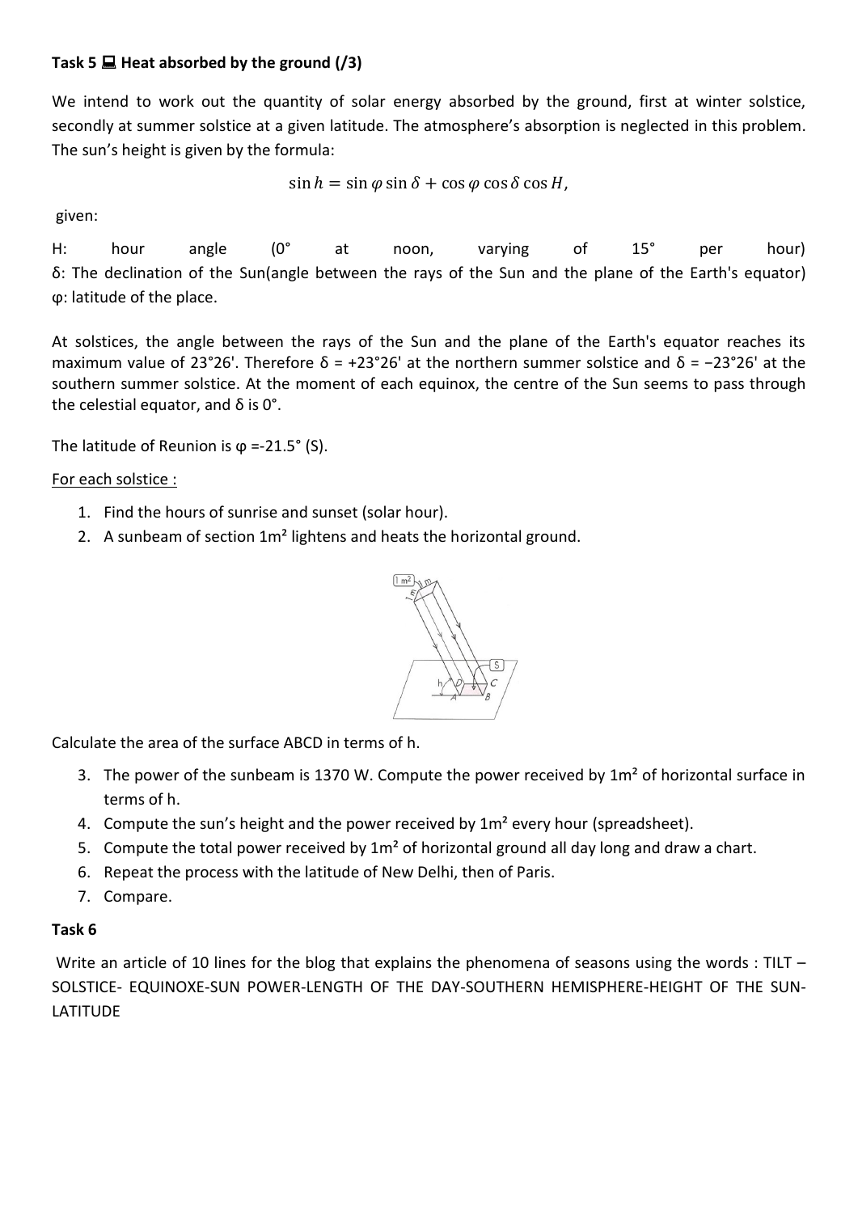**Task 5 💻 Heat absorbed by the ground (/3)**

We intend to work out the quantity of solar energy absorbed by the ground, first at winter solstice, secondly at summer solstice at a given latitude. The atmosphere's absorption is neglected in this problem. The sun's height is given by the formula:

$$\sin h = \sin \varphi \sin \delta + \cos \varphi \cos \delta \cos H,$$

given:

H: hour angle (0° at noon, varying of 15° per hour)
δ: The declination of the Sun(angle between the rays of the Sun and the plane of the Earth's equator)
φ: latitude of the place.

At solstices, the angle between the rays of the Sun and the plane of the Earth's equator reaches its maximum value of 23°26'. Therefore δ = +23°26' at the northern summer solstice and δ = −23°26' at the southern summer solstice. At the moment of each equinox, the centre of the Sun seems to pass through the celestial equator, and δ is 0°.

The latitude of Reunion is φ =-21.5° (S).

For each solstice :

1. Find the hours of sunrise and sunset (solar hour).
2. A sunbeam of section 1m² lightens and heats the horizontal ground.

1 m²
1 m
1 m
h
S
A
B
C
D

Calculate the area of the surface ABCD in terms of h.

3. The power of the sunbeam is 1370 W. Compute the power received by 1m² of horizontal surface in terms of h.
4. Compute the sun's height and the power received by 1m² every hour (spreadsheet).
5. Compute the total power received by 1m² of horizontal ground all day long and draw a chart.
6. Repeat the process with the latitude of New Delhi, then of Paris.
7. Compare.

**Task 6**

Write an article of 10 lines for the blog that explains the phenomena of seasons using the words : TILT – SOLSTICE- EQUINOXE-SUN POWER-LENGTH OF THE DAY-SOUTHERN HEMISPHERE-HEIGHT OF THE SUN-LATITUDE